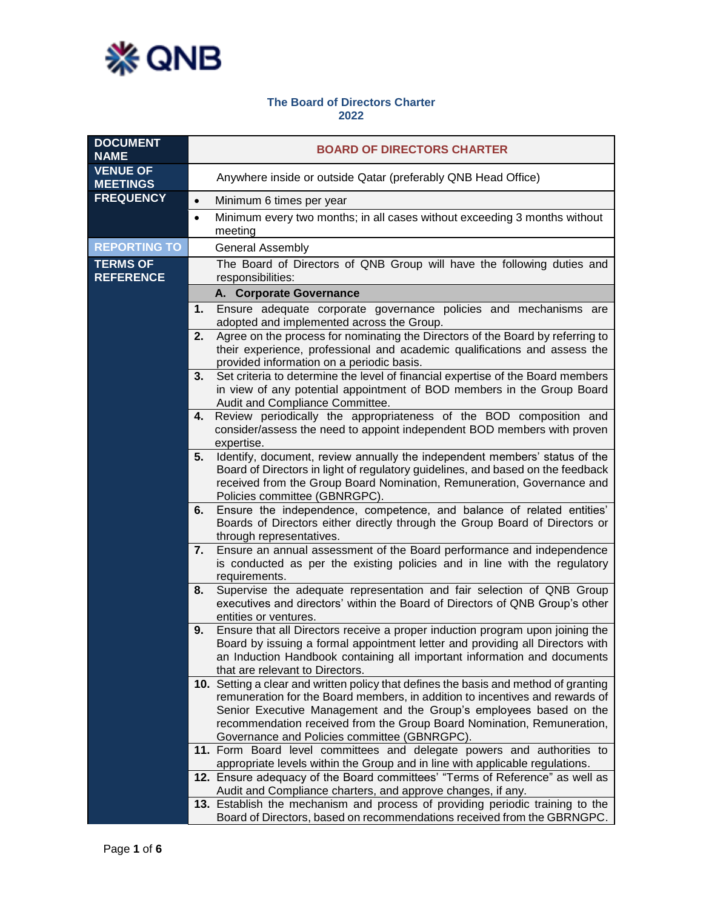# The Board of Directors Charter
## 2022

| DOCUMENT NAME | BOARD OF DIRECTORS CHARTER |
|---|---|
| VENUE OF MEETINGS | Anywhere inside or outside Qatar (preferably QNB Head Office) |
| FREQUENCY | • Minimum 6 times per year<br>• Minimum every two months; in all cases without exceeding 3 months without meeting |
| REPORTING TO | General Assembly |
| TERMS OF REFERENCE | The Board of Directors of QNB Group will have the following duties and responsibilities: |
| | **A. Corporate Governance** |
| | **1.** Ensure adequate corporate governance policies and mechanisms are adopted and implemented across the Group. |
| | **2.** Agree on the process for nominating the Directors of the Board by referring to their experience, professional and academic qualifications and assess the provided information on a periodic basis. |
| | **3.** Set criteria to determine the level of financial expertise of the Board members in view of any potential appointment of BOD members in the Group Board Audit and Compliance Committee. |
| | **4.** Review periodically the appropriateness of the BOD composition and consider/assess the need to appoint independent BOD members with proven expertise. |
| | **5.** Identify, document, review annually the independent members' status of the Board of Directors in light of regulatory guidelines, and based on the feedback received from the Group Board Nomination, Remuneration, Governance and Policies committee (GBNRGPC). |
| | **6.** Ensure the independence, competence, and balance of related entities' Boards of Directors either directly through the Group Board of Directors or through representatives. |
| | **7.** Ensure an annual assessment of the Board performance and independence is conducted as per the existing policies and in line with the regulatory requirements. |
| | **8.** Supervise the adequate representation and fair selection of QNB Group executives and directors' within the Board of Directors of QNB Group's other entities or ventures. |
| | **9.** Ensure that all Directors receive a proper induction program upon joining the Board by issuing a formal appointment letter and providing all Directors with an Induction Handbook containing all important information and documents that are relevant to Directors. |
| | **10.** Setting a clear and written policy that defines the basis and method of granting remuneration for the Board members, in addition to incentives and rewards of Senior Executive Management and the Group's employees based on the recommendation received from the Group Board Nomination, Remuneration, Governance and Policies committee (GBNRGPC). |
| | **11.** Form Board level committees and delegate powers and authorities to appropriate levels within the Group and in line with applicable regulations. |
| | **12.** Ensure adequacy of the Board committees' "Terms of Reference" as well as Audit and Compliance charters, and approve changes, if any. |
| | **13.** Establish the mechanism and process of providing periodic training to the Board of Directors, based on recommendations received from the GBRNGPC. |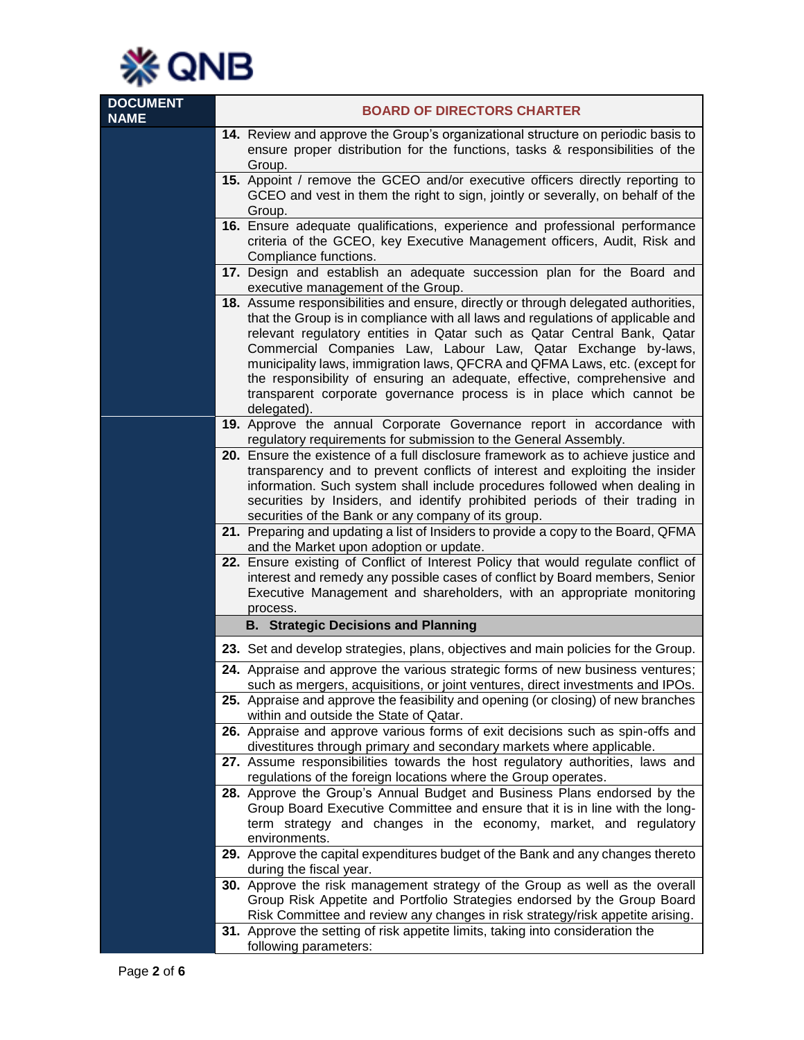| DOCUMENT NAME | BOARD OF DIRECTORS CHARTER |
|---|---|
| | **14.** Review and approve the Group's organizational structure on periodic basis to ensure proper distribution for the functions, tasks & responsibilities of the Group. |
| | **15.** Appoint / remove the GCEO and/or executive officers directly reporting to GCEO and vest in them the right to sign, jointly or severally, on behalf of the Group. |
| | **16.** Ensure adequate qualifications, experience and professional performance criteria of the GCEO, key Executive Management officers, Audit, Risk and Compliance functions. |
| | **17.** Design and establish an adequate succession plan for the Board and executive management of the Group. |
| | **18.** Assume responsibilities and ensure, directly or through delegated authorities, that the Group is in compliance with all laws and regulations of applicable and relevant regulatory entities in Qatar such as Qatar Central Bank, Qatar Commercial Companies Law, Labour Law, Qatar Exchange by-laws, municipality laws, immigration laws, QFCRA and QFMA Laws, etc. (except for the responsibility of ensuring an adequate, effective, comprehensive and transparent corporate governance process is in place which cannot be delegated). |
| | **19.** Approve the annual Corporate Governance report in accordance with regulatory requirements for submission to the General Assembly. |
| | **20.** Ensure the existence of a full disclosure framework as to achieve justice and transparency and to prevent conflicts of interest and exploiting the insider information. Such system shall include procedures followed when dealing in securities by Insiders, and identify prohibited periods of their trading in securities of the Bank or any company of its group. |
| | **21.** Preparing and updating a list of Insiders to provide a copy to the Board, QFMA and the Market upon adoption or update. |
| | **22.** Ensure existing of Conflict of Interest Policy that would regulate conflict of interest and remedy any possible cases of conflict by Board members, Senior Executive Management and shareholders, with an appropriate monitoring process. |
| | **B. Strategic Decisions and Planning** |
| | **23.** Set and develop strategies, plans, objectives and main policies for the Group. |
| | **24.** Appraise and approve the various strategic forms of new business ventures; such as mergers, acquisitions, or joint ventures, direct investments and IPOs. |
| | **25.** Appraise and approve the feasibility and opening (or closing) of new branches within and outside the State of Qatar. |
| | **26.** Appraise and approve various forms of exit decisions such as spin-offs and divestitures through primary and secondary markets where applicable. |
| | **27.** Assume responsibilities towards the host regulatory authorities, laws and regulations of the foreign locations where the Group operates. |
| | **28.** Approve the Group's Annual Budget and Business Plans endorsed by the Group Board Executive Committee and ensure that it is in line with the long-term strategy and changes in the economy, market, and regulatory environments. |
| | **29.** Approve the capital expenditures budget of the Bank and any changes thereto during the fiscal year. |
| | **30.** Approve the risk management strategy of the Group as well as the overall Group Risk Appetite and Portfolio Strategies endorsed by the Group Board Risk Committee and review any changes in risk strategy/risk appetite arising. |
| | **31.** Approve the setting of risk appetite limits, taking into consideration the following parameters: |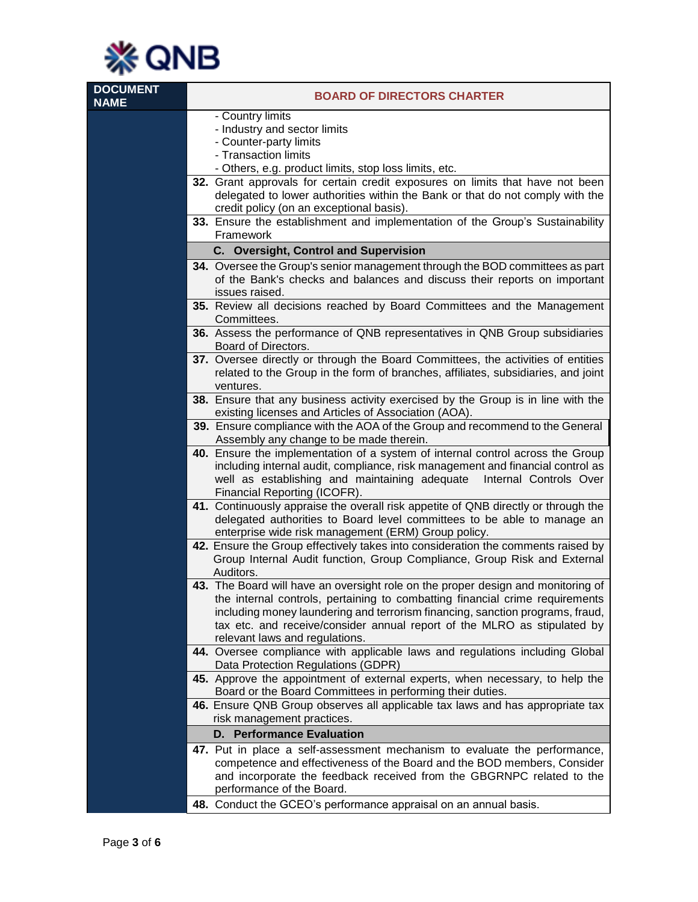| DOCUMENT NAME | BOARD OF DIRECTORS CHARTER |
|---|---|
| | - Country limits<br>- Industry and sector limits<br>- Counter-party limits<br>- Transaction limits<br>- Others, e.g. product limits, stop loss limits, etc. |
| | **32.** Grant approvals for certain credit exposures on limits that have not been delegated to lower authorities within the Bank or that do not comply with the credit policy (on an exceptional basis). |
| | **33.** Ensure the establishment and implementation of the Group's Sustainability Framework |
| | **C. Oversight, Control and Supervision** |
| | **34.** Oversee the Group's senior management through the BOD committees as part of the Bank's checks and balances and discuss their reports on important issues raised. |
| | **35.** Review all decisions reached by Board Committees and the Management Committees. |
| | **36.** Assess the performance of QNB representatives in QNB Group subsidiaries Board of Directors. |
| | **37.** Oversee directly or through the Board Committees, the activities of entities related to the Group in the form of branches, affiliates, subsidiaries, and joint ventures. |
| | **38.** Ensure that any business activity exercised by the Group is in line with the existing licenses and Articles of Association (AOA). |
| | **39.** Ensure compliance with the AOA of the Group and recommend to the General Assembly any change to be made therein. |
| | **40.** Ensure the implementation of a system of internal control across the Group including internal audit, compliance, risk management and financial control as well as establishing and maintaining adequate Internal Controls Over Financial Reporting (ICOFR). |
| | **41.** Continuously appraise the overall risk appetite of QNB directly or through the delegated authorities to Board level committees to be able to manage an enterprise wide risk management (ERM) Group policy. |
| | **42.** Ensure the Group effectively takes into consideration the comments raised by Group Internal Audit function, Group Compliance, Group Risk and External Auditors. |
| | **43.** The Board will have an oversight role on the proper design and monitoring of the internal controls, pertaining to combatting financial crime requirements including money laundering and terrorism financing, sanction programs, fraud, tax etc. and receive/consider annual report of the MLRO as stipulated by relevant laws and regulations. |
| | **44.** Oversee compliance with applicable laws and regulations including Global Data Protection Regulations (GDPR) |
| | **45.** Approve the appointment of external experts, when necessary, to help the Board or the Board Committees in performing their duties. |
| | **46.** Ensure QNB Group observes all applicable tax laws and has appropriate tax risk management practices. |
| | **D. Performance Evaluation** |
| | **47.** Put in place a self-assessment mechanism to evaluate the performance, competence and effectiveness of the Board and the BOD members, Consider and incorporate the feedback received from the GBGRNPC related to the performance of the Board. |
| | **48.** Conduct the GCEO's performance appraisal on an annual basis. |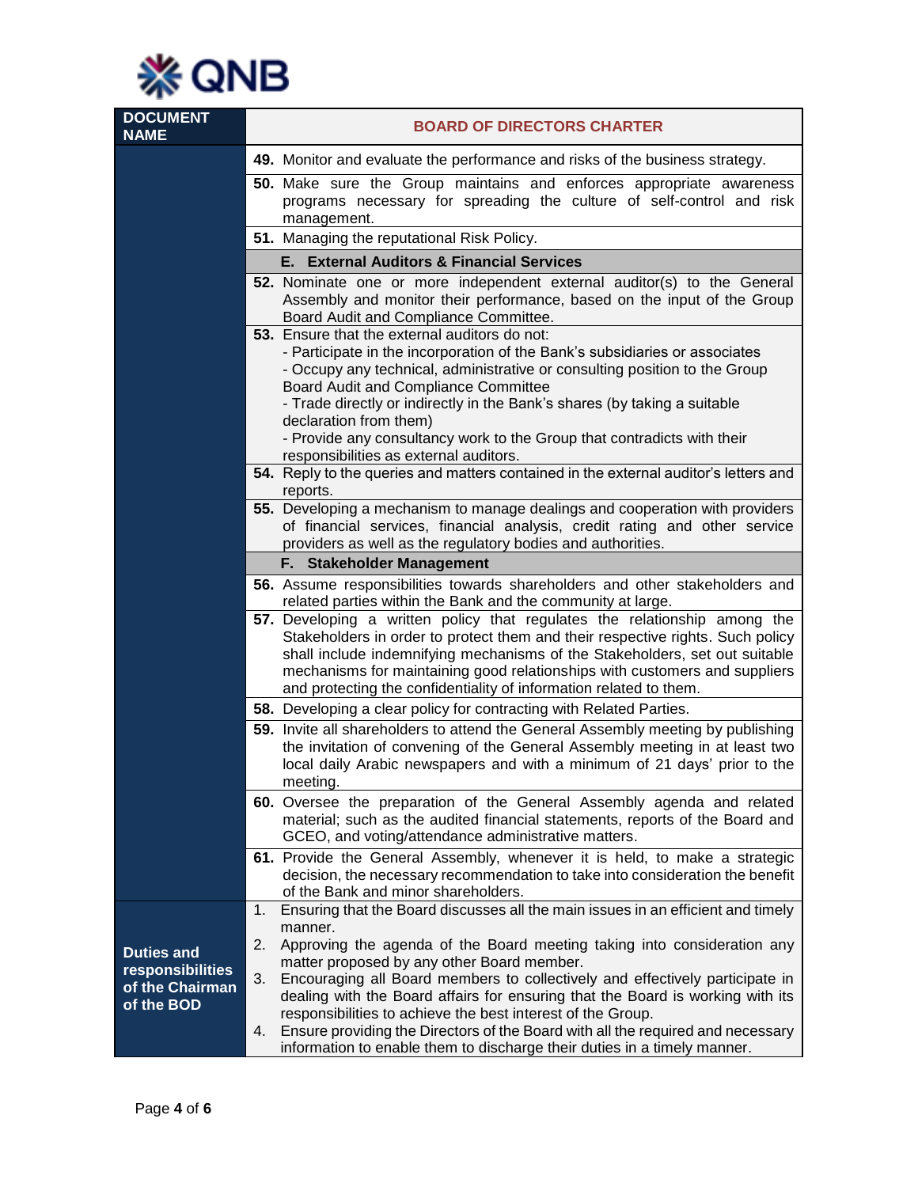| DOCUMENT NAME | BOARD OF DIRECTORS CHARTER |
|---|---|
| | **49.** Monitor and evaluate the performance and risks of the business strategy. |
| | **50.** Make sure the Group maintains and enforces appropriate awareness programs necessary for spreading the culture of self-control and risk management. |
| | **51.** Managing the reputational Risk Policy. |
| | **E. External Auditors & Financial Services** |
| | **52.** Nominate one or more independent external auditor(s) to the General Assembly and monitor their performance, based on the input of the Group Board Audit and Compliance Committee. |
| | **53.** Ensure that the external auditors do not:<br>- Participate in the incorporation of the Bank's subsidiaries or associates<br>- Occupy any technical, administrative or consulting position to the Group Board Audit and Compliance Committee<br>- Trade directly or indirectly in the Bank's shares (by taking a suitable declaration from them)<br>- Provide any consultancy work to the Group that contradicts with their responsibilities as external auditors. |
| | **54.** Reply to the queries and matters contained in the external auditor's letters and reports. |
| | **55.** Developing a mechanism to manage dealings and cooperation with providers of financial services, financial analysis, credit rating and other service providers as well as the regulatory bodies and authorities. |
| | **F. Stakeholder Management** |
| | **56.** Assume responsibilities towards shareholders and other stakeholders and related parties within the Bank and the community at large. |
| | **57.** Developing a written policy that regulates the relationship among the Stakeholders in order to protect them and their respective rights. Such policy shall include indemnifying mechanisms of the Stakeholders, set out suitable mechanisms for maintaining good relationships with customers and suppliers and protecting the confidentiality of information related to them. |
| | **58.** Developing a clear policy for contracting with Related Parties. |
| | **59.** Invite all shareholders to attend the General Assembly meeting by publishing the invitation of convening of the General Assembly meeting in at least two local daily Arabic newspapers and with a minimum of 21 days' prior to the meeting. |
| | **60.** Oversee the preparation of the General Assembly agenda and related material; such as the audited financial statements, reports of the Board and GCEO, and voting/attendance administrative matters. |
| | **61.** Provide the General Assembly, whenever it is held, to make a strategic decision, the necessary recommendation to take into consideration the benefit of the Bank and minor shareholders. |
| **Duties and responsibilities of the Chairman of the BOD** | 1. Ensuring that the Board discusses all the main issues in an efficient and timely manner.<br>2. Approving the agenda of the Board meeting taking into consideration any matter proposed by any other Board member.<br>3. Encouraging all Board members to collectively and effectively participate in dealing with the Board affairs for ensuring that the Board is working with its responsibilities to achieve the best interest of the Group.<br>4. Ensure providing the Directors of the Board with all the required and necessary information to enable them to discharge their duties in a timely manner. |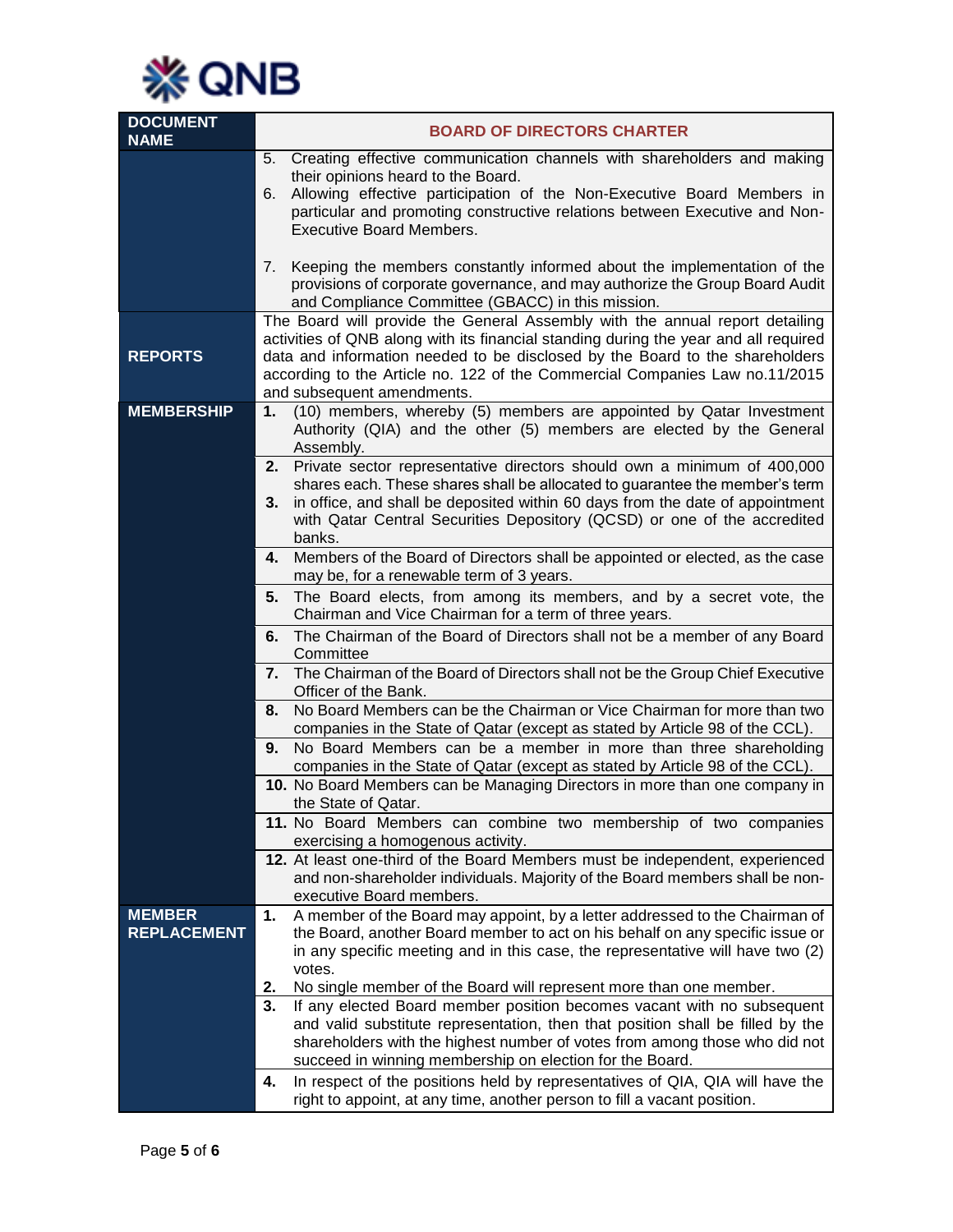| DOCUMENT NAME | BOARD OF DIRECTORS CHARTER |
|---|---|
| | 5. Creating effective communication channels with shareholders and making their opinions heard to the Board.<br>6. Allowing effective participation of the Non-Executive Board Members in particular and promoting constructive relations between Executive and Non-Executive Board Members.<br><br>7. Keeping the members constantly informed about the implementation of the provisions of corporate governance, and may authorize the Group Board Audit and Compliance Committee (GBACC) in this mission. |
| REPORTS | The Board will provide the General Assembly with the annual report detailing activities of QNB along with its financial standing during the year and all required data and information needed to be disclosed by the Board to the shareholders according to the Article no. 122 of the Commercial Companies Law no.11/2015 and subsequent amendments. |
| MEMBERSHIP | **1.** (10) members, whereby (5) members are appointed by Qatar Investment Authority (QIA) and the other (5) members are elected by the General Assembly. |
| | **2.** Private sector representative directors should own a minimum of 400,000 shares each. These shares shall be allocated to guarantee the member's term<br>**3.** in office, and shall be deposited within 60 days from the date of appointment with Qatar Central Securities Depository (QCSD) or one of the accredited banks. |
| | **4.** Members of the Board of Directors shall be appointed or elected, as the case may be, for a renewable term of 3 years. |
| | **5.** The Board elects, from among its members, and by a secret vote, the Chairman and Vice Chairman for a term of three years. |
| | **6.** The Chairman of the Board of Directors shall not be a member of any Board Committee |
| | **7.** The Chairman of the Board of Directors shall not be the Group Chief Executive Officer of the Bank. |
| | **8.** No Board Members can be the Chairman or Vice Chairman for more than two companies in the State of Qatar (except as stated by Article 98 of the CCL). |
| | **9.** No Board Members can be a member in more than three shareholding companies in the State of Qatar (except as stated by Article 98 of the CCL). |
| | **10.** No Board Members can be Managing Directors in more than one company in the State of Qatar. |
| | **11.** No Board Members can combine two membership of two companies exercising a homogenous activity. |
| | **12.** At least one-third of the Board Members must be independent, experienced and non-shareholder individuals. Majority of the Board members shall be non-executive Board members. |
| MEMBER REPLACEMENT | **1.** A member of the Board may appoint, by a letter addressed to the Chairman of the Board, another Board member to act on his behalf on any specific issue or in any specific meeting and in this case, the representative will have two (2) votes.<br>**2.** No single member of the Board will represent more than one member. |
| | **3.** If any elected Board member position becomes vacant with no subsequent and valid substitute representation, then that position shall be filled by the shareholders with the highest number of votes from among those who did not succeed in winning membership on election for the Board. |
| | **4.** In respect of the positions held by representatives of QIA, QIA will have the right to appoint, at any time, another person to fill a vacant position. |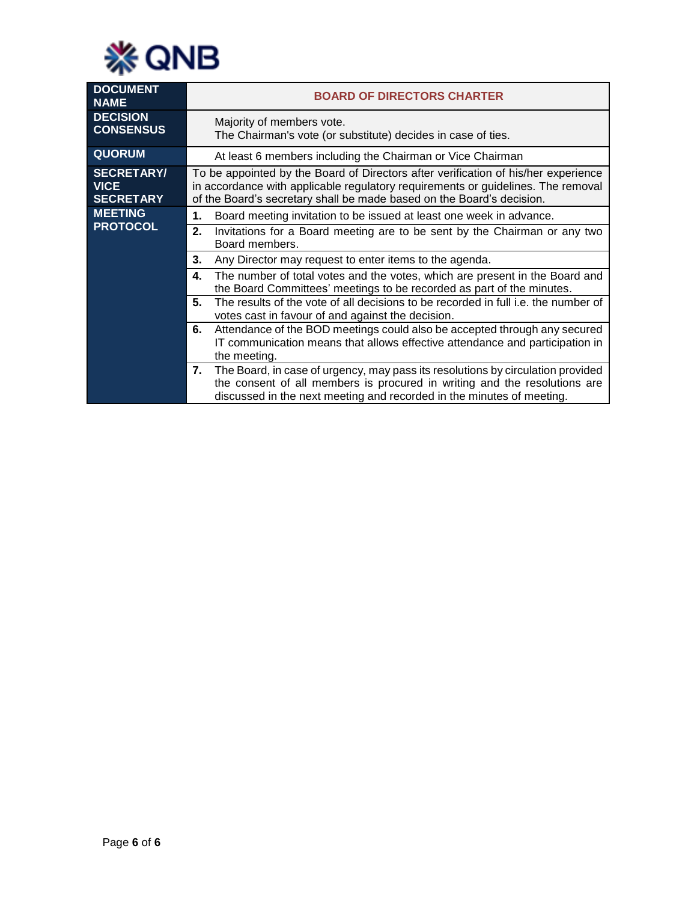| | |
|---|---|
| **DOCUMENT NAME** | **BOARD OF DIRECTORS CHARTER** |
| **DECISION CONSENSUS** | Majority of members vote.<br>The Chairman's vote (or substitute) decides in case of ties. |
| **QUORUM** | At least 6 members including the Chairman or Vice Chairman |
| **SECRETARY/ VICE SECRETARY** | To be appointed by the Board of Directors after verification of his/her experience in accordance with applicable regulatory requirements or guidelines. The removal of the Board's secretary shall be made based on the Board's decision. |
| **MEETING PROTOCOL** | **1.** Board meeting invitation to be issued at least one week in advance. |
| | **2.** Invitations for a Board meeting are to be sent by the Chairman or any two Board members. |
| | **3.** Any Director may request to enter items to the agenda. |
| | **4.** The number of total votes and the votes, which are present in the Board and the Board Committees' meetings to be recorded as part of the minutes. |
| | **5.** The results of the vote of all decisions to be recorded in full i.e. the number of votes cast in favour of and against the decision. |
| | **6.** Attendance of the BOD meetings could also be accepted through any secured IT communication means that allows effective attendance and participation in the meeting. |
| | **7.** The Board, in case of urgency, may pass its resolutions by circulation provided the consent of all members is procured in writing and the resolutions are discussed in the next meeting and recorded in the minutes of meeting. |